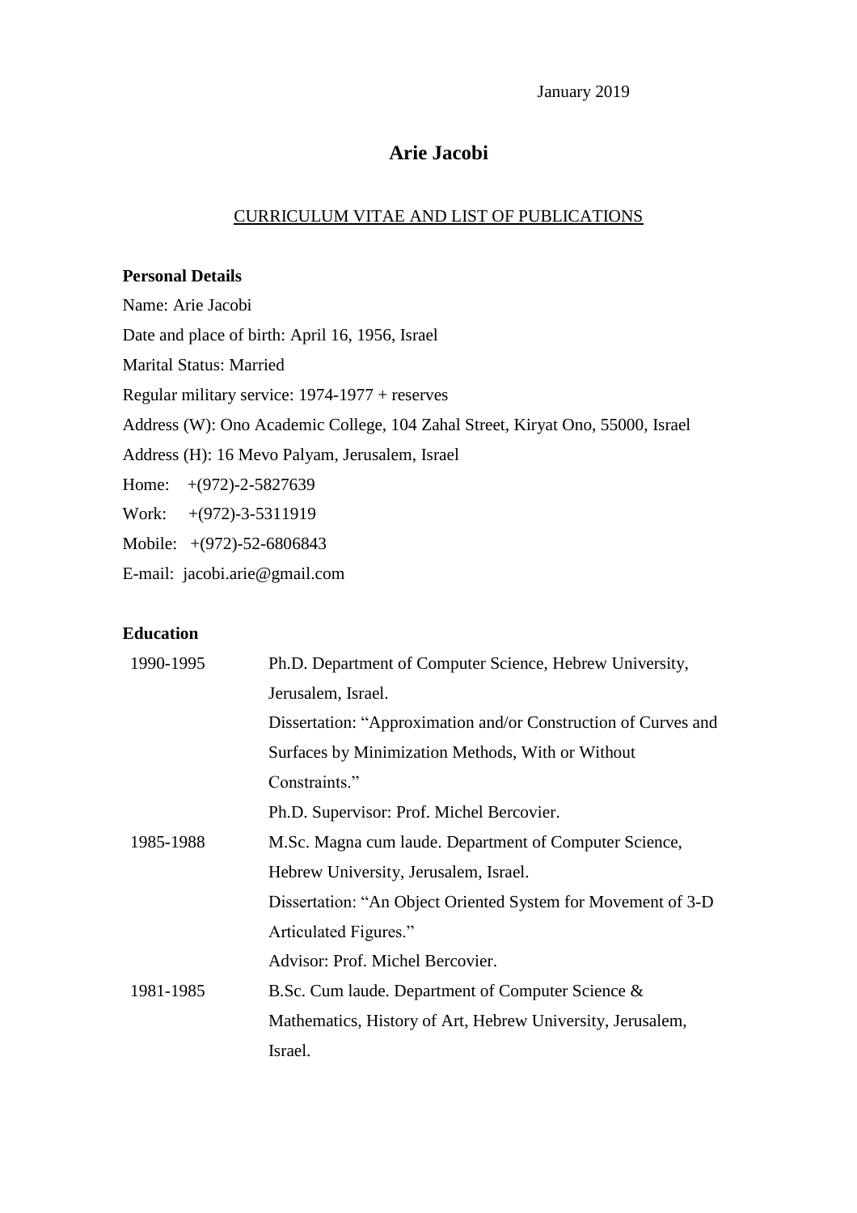January 2019

# Arie Jacobi

## CURRICULUM VITAE AND LIST OF PUBLICATIONS

**Personal Details**

Name: Arie Jacobi

Date and place of birth: April 16, 1956, Israel

Marital Status: Married

Regular military service: 1974-1977 + reserves

Address (W): Ono Academic College, 104 Zahal Street, Kiryat Ono, 55000, Israel

Address (H): 16 Mevo Palyam, Jerusalem, Israel

Home: +(972)-2-5827639

Work: +(972)-3-5311919

Mobile: +(972)-52-6806843

E-mail: jacobi.arie@gmail.com

**Education**

| | |
|---|---|
| 1990-1995 | Ph.D. Department of Computer Science, Hebrew University, Jerusalem, Israel. Dissertation: "Approximation and/or Construction of Curves and Surfaces by Minimization Methods, With or Without Constraints." Ph.D. Supervisor: Prof. Michel Bercovier. |
| 1985-1988 | M.Sc. Magna cum laude. Department of Computer Science, Hebrew University, Jerusalem, Israel. Dissertation: "An Object Oriented System for Movement of 3-D Articulated Figures." Advisor: Prof. Michel Bercovier. |
| 1981-1985 | B.Sc. Cum laude. Department of Computer Science & Mathematics, History of Art, Hebrew University, Jerusalem, Israel. |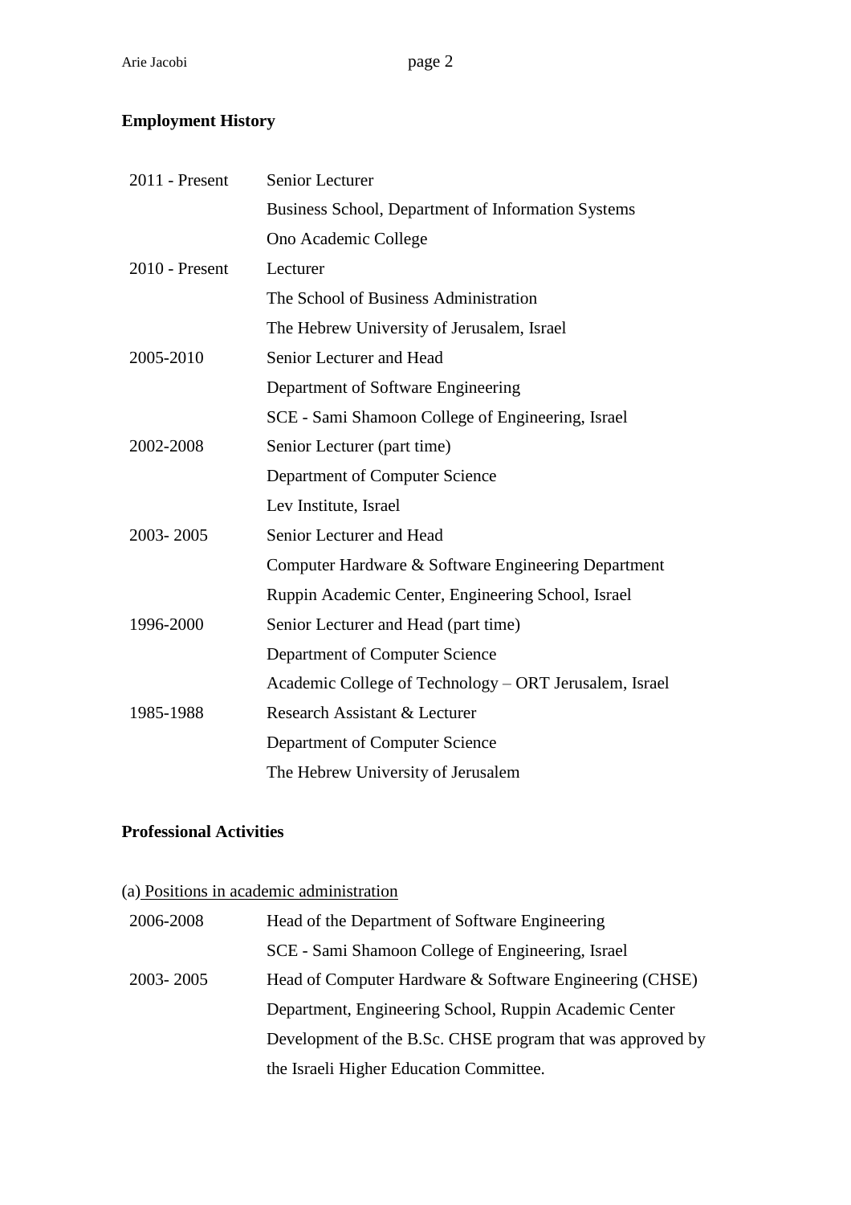## Employment History

| | |
|---|---|
| 2011 - Present | Senior Lecturer<br>Business School, Department of Information Systems<br>Ono Academic College |
| 2010 - Present | Lecturer<br>The School of Business Administration<br>The Hebrew University of Jerusalem, Israel |
| 2005-2010 | Senior Lecturer and Head<br>Department of Software Engineering<br>SCE - Sami Shamoon College of Engineering, Israel |
| 2002-2008 | Senior Lecturer (part time)<br>Department of Computer Science<br>Lev Institute, Israel |
| 2003- 2005 | Senior Lecturer and Head<br>Computer Hardware & Software Engineering Department<br>Ruppin Academic Center, Engineering School, Israel |
| 1996-2000 | Senior Lecturer and Head (part time)<br>Department of Computer Science<br>Academic College of Technology – ORT Jerusalem, Israel |
| 1985-1988 | Research Assistant & Lecturer<br>Department of Computer Science<br>The Hebrew University of Jerusalem |

## Professional Activities

(a) Positions in academic administration

| | |
|---|---|
| 2006-2008 | Head of the Department of Software Engineering<br>SCE - Sami Shamoon College of Engineering, Israel |
| 2003- 2005 | Head of Computer Hardware & Software Engineering (CHSE) Department, Engineering School, Ruppin Academic Center<br>Development of the B.Sc. CHSE program that was approved by the Israeli Higher Education Committee. |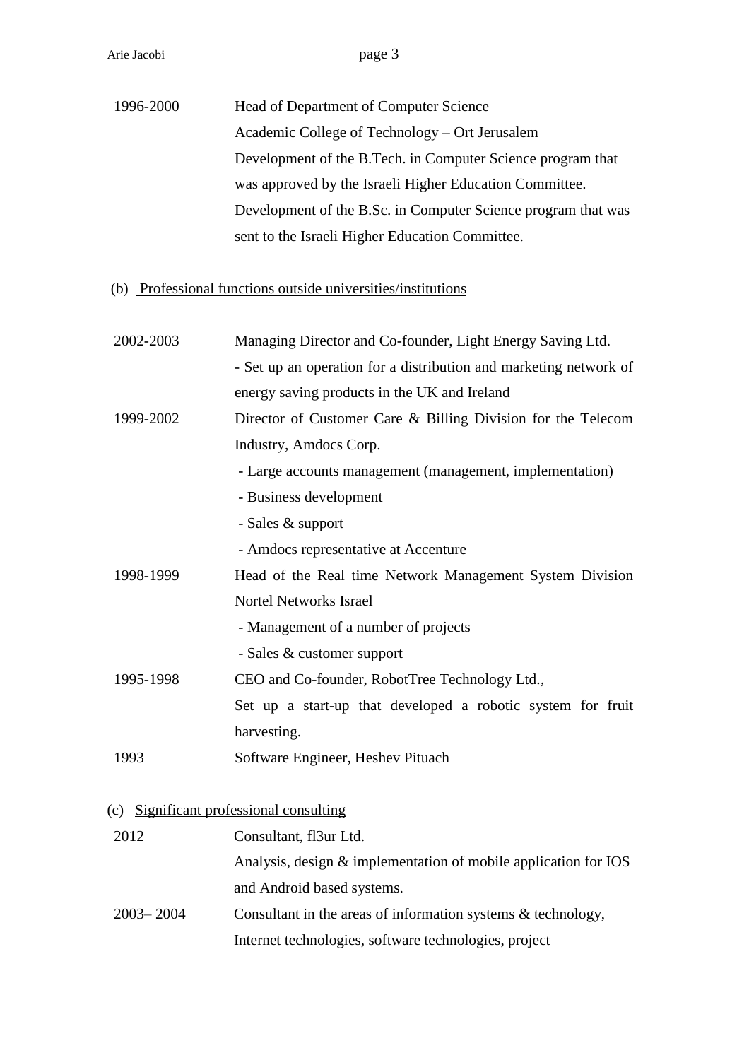| | |
|---|---|
| 1996-2000 | Head of Department of Computer Science<br>Academic College of Technology – Ort Jerusalem<br>Development of the B.Tech. in Computer Science program that was approved by the Israeli Higher Education Committee.<br>Development of the B.Sc. in Computer Science program that was sent to the Israeli Higher Education Committee. |

(b) Professional functions outside universities/institutions

| | |
|---|---|
| 2002-2003 | Managing Director and Co-founder, Light Energy Saving Ltd.<br>- Set up an operation for a distribution and marketing network of energy saving products in the UK and Ireland |
| 1999-2002 | Director of Customer Care & Billing Division for the Telecom Industry, Amdocs Corp.<br>- Large accounts management (management, implementation)<br>- Business development<br>- Sales & support<br>- Amdocs representative at Accenture |
| 1998-1999 | Head of the Real time Network Management System Division Nortel Networks Israel<br>- Management of a number of projects<br>- Sales & customer support |
| 1995-1998 | CEO and Co-founder, RobotTree Technology Ltd.,<br>Set up a start-up that developed a robotic system for fruit harvesting. |
| 1993 | Software Engineer, Heshev Pituach |

(c) Significant professional consulting

| | |
|---|---|
| 2012 | Consultant, fl3ur Ltd.<br>Analysis, design & implementation of mobile application for IOS and Android based systems. |
| 2003– 2004 | Consultant in the areas of information systems & technology, Internet technologies, software technologies, project |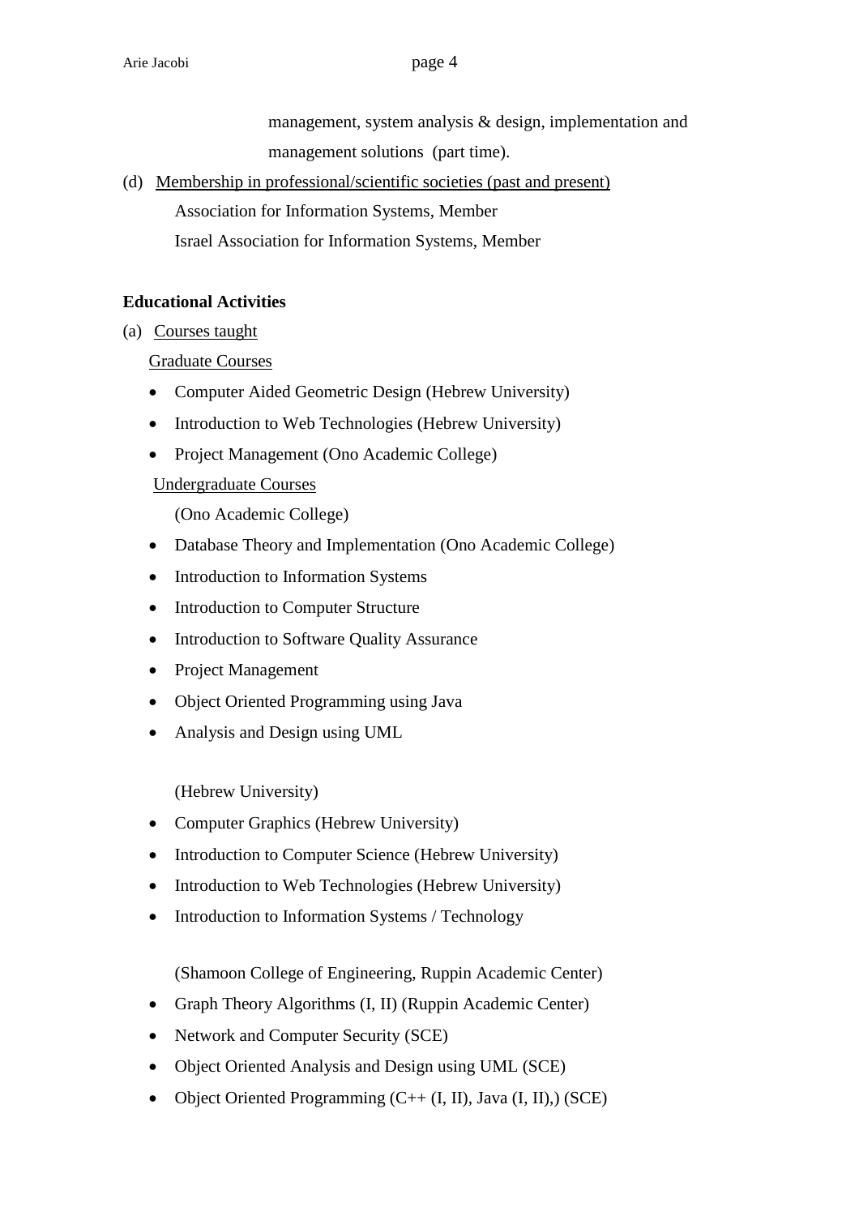management, system analysis & design, implementation and management solutions (part time).

(d) Membership in professional/scientific societies (past and present)

Association for Information Systems, Member

Israel Association for Information Systems, Member

**Educational Activities**

(a) Courses taught

Graduate Courses

- Computer Aided Geometric Design (Hebrew University)
- Introduction to Web Technologies (Hebrew University)
- Project Management (Ono Academic College)

Undergraduate Courses

(Ono Academic College)

- Database Theory and Implementation (Ono Academic College)
- Introduction to Information Systems
- Introduction to Computer Structure
- Introduction to Software Quality Assurance
- Project Management
- Object Oriented Programming using Java
- Analysis and Design using UML

(Hebrew University)

- Computer Graphics (Hebrew University)
- Introduction to Computer Science (Hebrew University)
- Introduction to Web Technologies (Hebrew University)
- Introduction to Information Systems / Technology

(Shamoon College of Engineering, Ruppin Academic Center)

- Graph Theory Algorithms (I, II) (Ruppin Academic Center)
- Network and Computer Security (SCE)
- Object Oriented Analysis and Design using UML (SCE)
- Object Oriented Programming (C++ (I, II), Java (I, II),) (SCE)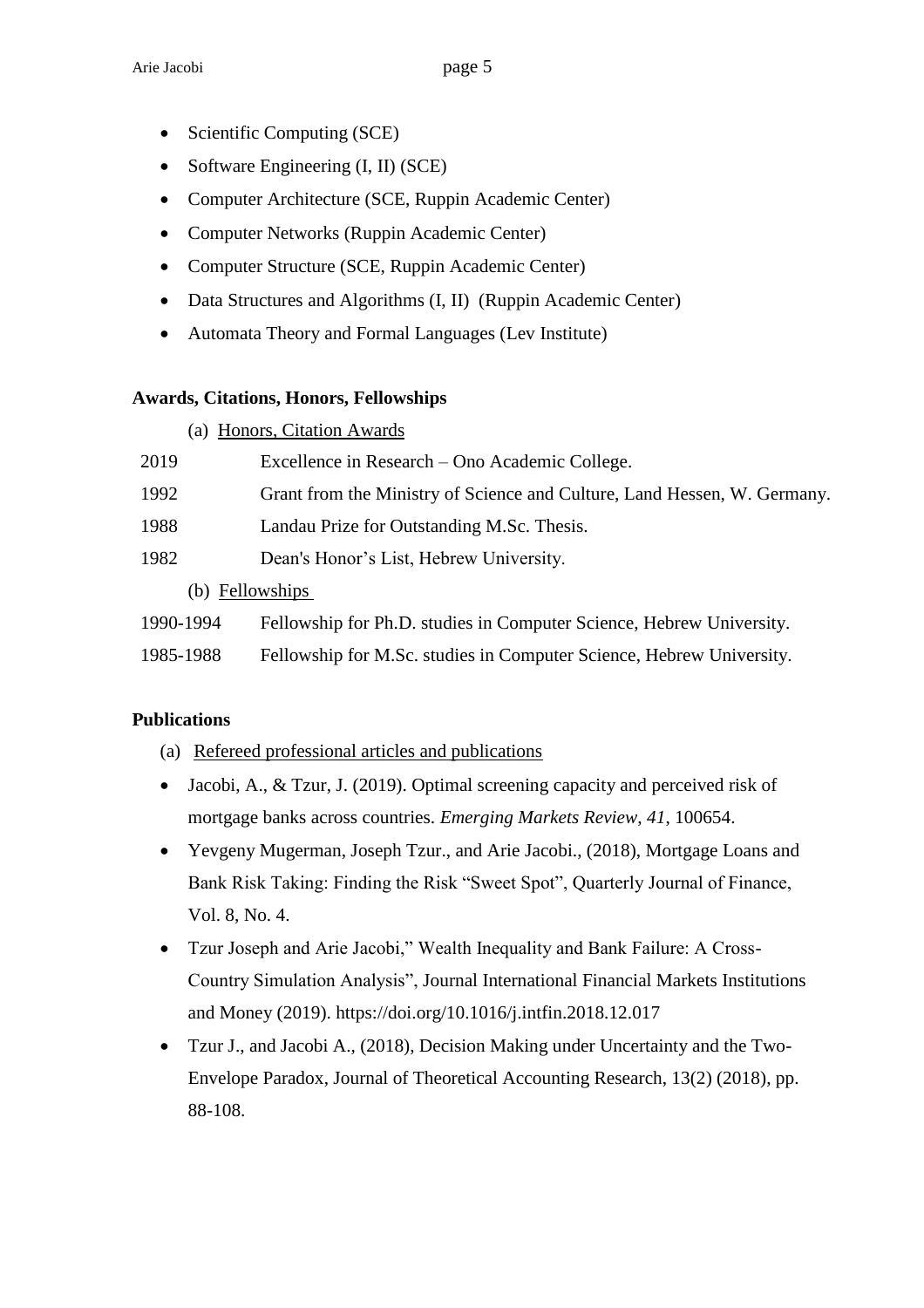- Scientific Computing (SCE)
- Software Engineering (I, II) (SCE)
- Computer Architecture (SCE, Ruppin Academic Center)
- Computer Networks (Ruppin Academic Center)
- Computer Structure (SCE, Ruppin Academic Center)
- Data Structures and Algorithms (I, II) (Ruppin Academic Center)
- Automata Theory and Formal Languages (Lev Institute)

**Awards, Citations, Honors, Fellowships**

(a) Honors, Citation Awards

| | |
|---|---|
| 2019 | Excellence in Research – Ono Academic College. |
| 1992 | Grant from the Ministry of Science and Culture, Land Hessen, W. Germany. |
| 1988 | Landau Prize for Outstanding M.Sc. Thesis. |
| 1982 | Dean's Honor's List, Hebrew University. |

(b) Fellowships

| | |
|---|---|
| 1990-1994 | Fellowship for Ph.D. studies in Computer Science, Hebrew University. |
| 1985-1988 | Fellowship for M.Sc. studies in Computer Science, Hebrew University. |

**Publications**

(a) Refereed professional articles and publications

- Jacobi, A., & Tzur, J. (2019). Optimal screening capacity and perceived risk of mortgage banks across countries. *Emerging Markets Review, 41*, 100654.
- Yevgeny Mugerman, Joseph Tzur., and Arie Jacobi., (2018), Mortgage Loans and Bank Risk Taking: Finding the Risk "Sweet Spot", Quarterly Journal of Finance, Vol. 8, No. 4.
- Tzur Joseph and Arie Jacobi," Wealth Inequality and Bank Failure: A Cross-Country Simulation Analysis", Journal International Financial Markets Institutions and Money (2019). https://doi.org/10.1016/j.intfin.2018.12.017
- Tzur J., and Jacobi A., (2018), Decision Making under Uncertainty and the Two-Envelope Paradox, Journal of Theoretical Accounting Research, 13(2) (2018), pp. 88-108.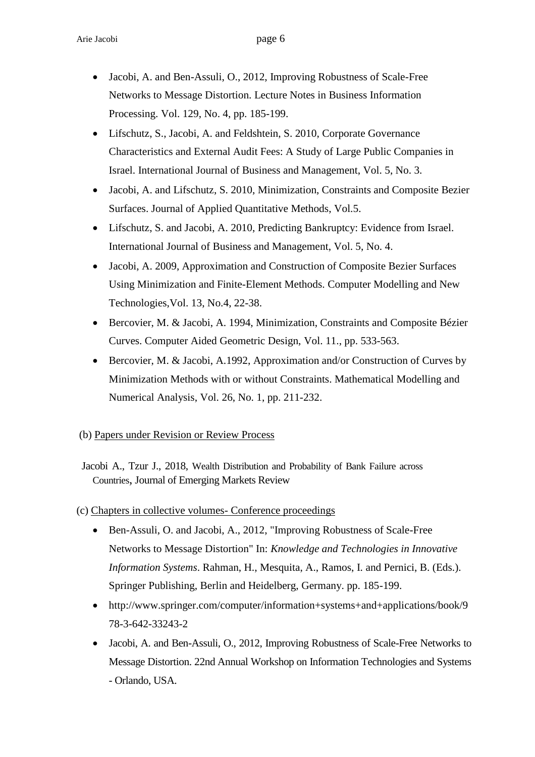- Jacobi, A. and Ben-Assuli, O., 2012, Improving Robustness of Scale-Free Networks to Message Distortion. Lecture Notes in Business Information Processing. Vol. 129, No. 4, pp. 185-199.
- Lifschutz, S., Jacobi, A. and Feldshtein, S. 2010, Corporate Governance Characteristics and External Audit Fees: A Study of Large Public Companies in Israel. International Journal of Business and Management, Vol. 5, No. 3.
- Jacobi, A. and Lifschutz, S. 2010, Minimization, Constraints and Composite Bezier Surfaces. Journal of Applied Quantitative Methods, Vol.5.
- Lifschutz, S. and Jacobi, A. 2010, Predicting Bankruptcy: Evidence from Israel. International Journal of Business and Management, Vol. 5, No. 4.
- Jacobi, A. 2009, Approximation and Construction of Composite Bezier Surfaces Using Minimization and Finite-Element Methods. Computer Modelling and New Technologies,Vol. 13, No.4, 22-38.
- Bercovier, M. & Jacobi, A. 1994, Minimization, Constraints and Composite Bézier Curves. Computer Aided Geometric Design, Vol. 11., pp. 533-563.
- Bercovier, M. & Jacobi, A.1992, Approximation and/or Construction of Curves by Minimization Methods with or without Constraints. Mathematical Modelling and Numerical Analysis, Vol. 26, No. 1, pp. 211-232.

(b) Papers under Revision or Review Process

Jacobi A., Tzur J., 2018, Wealth Distribution and Probability of Bank Failure across Countries, Journal of Emerging Markets Review

(c) Chapters in collective volumes- Conference proceedings

- Ben-Assuli, O. and Jacobi, A., 2012, "Improving Robustness of Scale-Free Networks to Message Distortion" In: *Knowledge and Technologies in Innovative Information Systems*. Rahman, H., Mesquita, A., Ramos, I. and Pernici, B. (Eds.). Springer Publishing, Berlin and Heidelberg, Germany. pp. 185-199.
- http://www.springer.com/computer/information+systems+and+applications/book/978-3-642-33243-2
- Jacobi, A. and Ben-Assuli, O., 2012, Improving Robustness of Scale-Free Networks to Message Distortion. 22nd Annual Workshop on Information Technologies and Systems - Orlando, USA.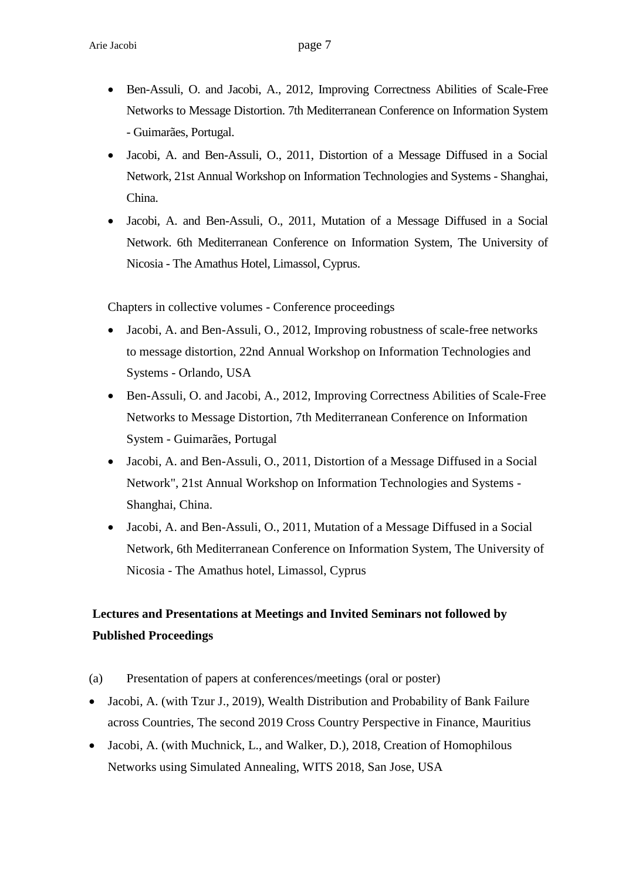- Ben-Assuli, O. and Jacobi, A., 2012, Improving Correctness Abilities of Scale-Free Networks to Message Distortion. 7th Mediterranean Conference on Information System - Guimarães, Portugal.
- Jacobi, A. and Ben-Assuli, O., 2011, Distortion of a Message Diffused in a Social Network, 21st Annual Workshop on Information Technologies and Systems - Shanghai, China.
- Jacobi, A. and Ben-Assuli, O., 2011, Mutation of a Message Diffused in a Social Network. 6th Mediterranean Conference on Information System, The University of Nicosia - The Amathus Hotel, Limassol, Cyprus.

Chapters in collective volumes - Conference proceedings

- Jacobi, A. and Ben-Assuli, O., 2012, Improving robustness of scale-free networks to message distortion, 22nd Annual Workshop on Information Technologies and Systems - Orlando, USA
- Ben-Assuli, O. and Jacobi, A., 2012, Improving Correctness Abilities of Scale-Free Networks to Message Distortion, 7th Mediterranean Conference on Information System - Guimarães, Portugal
- Jacobi, A. and Ben-Assuli, O., 2011, Distortion of a Message Diffused in a Social Network", 21st Annual Workshop on Information Technologies and Systems - Shanghai, China.
- Jacobi, A. and Ben-Assuli, O., 2011, Mutation of a Message Diffused in a Social Network, 6th Mediterranean Conference on Information System, The University of Nicosia - The Amathus hotel, Limassol, Cyprus

**Lectures and Presentations at Meetings and Invited Seminars not followed by Published Proceedings**

(a) Presentation of papers at conferences/meetings (oral or poster)

- Jacobi, A. (with Tzur J., 2019), Wealth Distribution and Probability of Bank Failure across Countries, The second 2019 Cross Country Perspective in Finance, Mauritius
- Jacobi, A. (with Muchnick, L., and Walker, D.), 2018, Creation of Homophilous Networks using Simulated Annealing, WITS 2018, San Jose, USA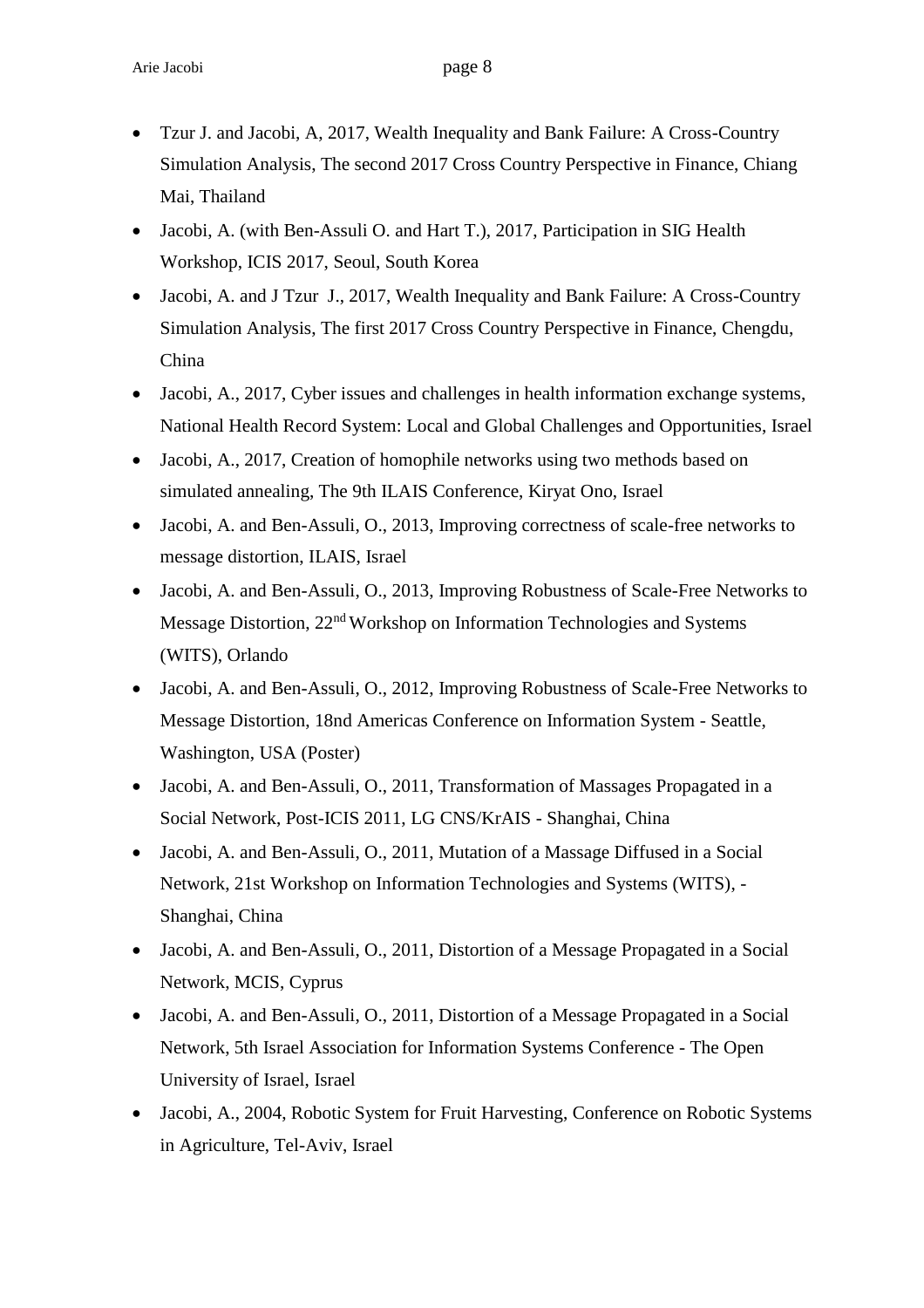- Tzur J. and Jacobi, A, 2017, Wealth Inequality and Bank Failure: A Cross-Country Simulation Analysis, The second 2017 Cross Country Perspective in Finance, Chiang Mai, Thailand
- Jacobi, A. (with Ben-Assuli O. and Hart T.), 2017, Participation in SIG Health Workshop, ICIS 2017, Seoul, South Korea
- Jacobi, A. and J Tzur J., 2017, Wealth Inequality and Bank Failure: A Cross-Country Simulation Analysis, The first 2017 Cross Country Perspective in Finance, Chengdu, China
- Jacobi, A., 2017, Cyber issues and challenges in health information exchange systems, National Health Record System: Local and Global Challenges and Opportunities, Israel
- Jacobi, A., 2017, Creation of homophile networks using two methods based on simulated annealing, The 9th ILAIS Conference, Kiryat Ono, Israel
- Jacobi, A. and Ben-Assuli, O., 2013, Improving correctness of scale-free networks to message distortion, ILAIS, Israel
- Jacobi, A. and Ben-Assuli, O., 2013, Improving Robustness of Scale-Free Networks to Message Distortion, 22nd Workshop on Information Technologies and Systems (WITS), Orlando
- Jacobi, A. and Ben-Assuli, O., 2012, Improving Robustness of Scale-Free Networks to Message Distortion, 18nd Americas Conference on Information System - Seattle, Washington, USA (Poster)
- Jacobi, A. and Ben-Assuli, O., 2011, Transformation of Massages Propagated in a Social Network, Post-ICIS 2011, LG CNS/KrAIS - Shanghai, China
- Jacobi, A. and Ben-Assuli, O., 2011, Mutation of a Massage Diffused in a Social Network, 21st Workshop on Information Technologies and Systems (WITS), - Shanghai, China
- Jacobi, A. and Ben-Assuli, O., 2011, Distortion of a Message Propagated in a Social Network, MCIS, Cyprus
- Jacobi, A. and Ben-Assuli, O., 2011, Distortion of a Message Propagated in a Social Network, 5th Israel Association for Information Systems Conference - The Open University of Israel, Israel
- Jacobi, A., 2004, Robotic System for Fruit Harvesting, Conference on Robotic Systems in Agriculture, Tel-Aviv, Israel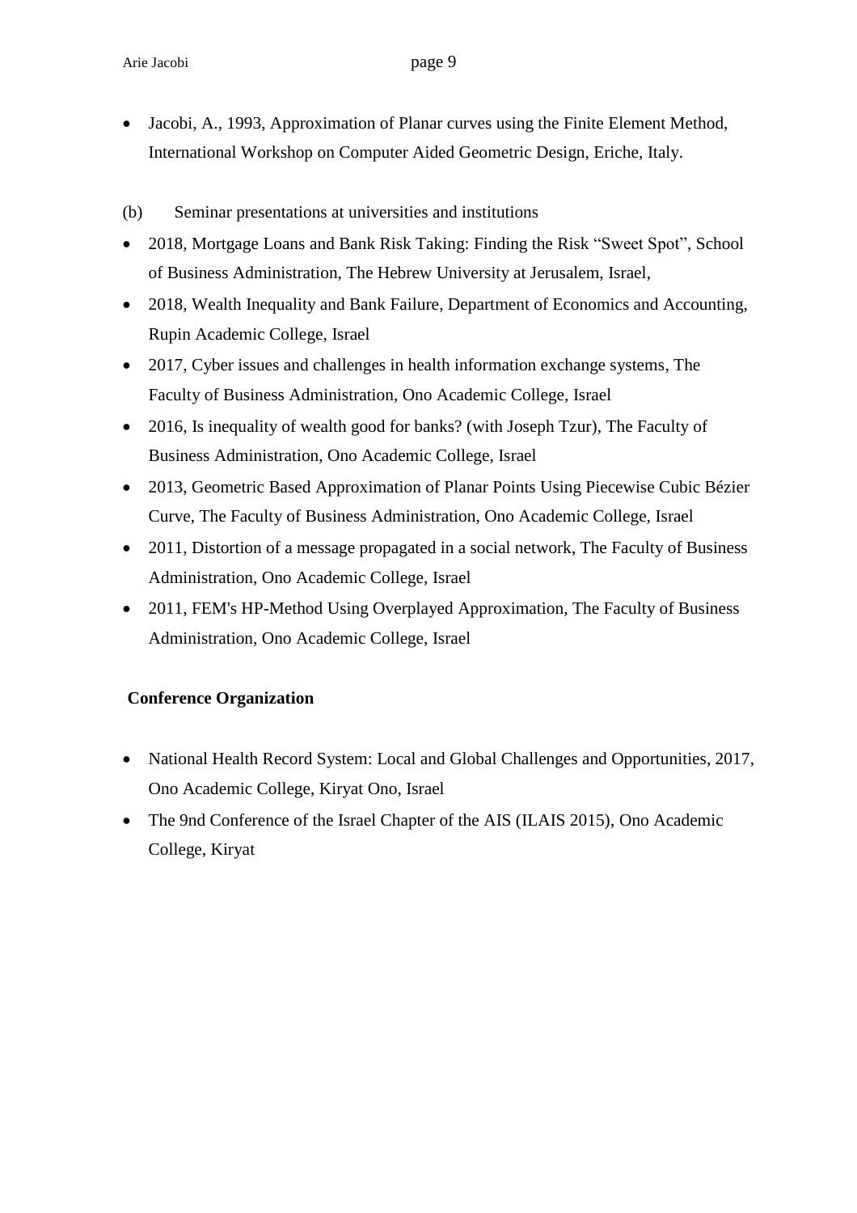- Jacobi, A., 1993, Approximation of Planar curves using the Finite Element Method, International Workshop on Computer Aided Geometric Design, Eriche, Italy.

(b) Seminar presentations at universities and institutions

- 2018, Mortgage Loans and Bank Risk Taking: Finding the Risk "Sweet Spot", School of Business Administration, The Hebrew University at Jerusalem, Israel,
- 2018, Wealth Inequality and Bank Failure, Department of Economics and Accounting, Rupin Academic College, Israel
- 2017, Cyber issues and challenges in health information exchange systems, The Faculty of Business Administration, Ono Academic College, Israel
- 2016, Is inequality of wealth good for banks? (with Joseph Tzur), The Faculty of Business Administration, Ono Academic College, Israel
- 2013, Geometric Based Approximation of Planar Points Using Piecewise Cubic Bézier Curve, The Faculty of Business Administration, Ono Academic College, Israel
- 2011, Distortion of a message propagated in a social network, The Faculty of Business Administration, Ono Academic College, Israel
- 2011, FEM's HP-Method Using Overplayed Approximation, The Faculty of Business Administration, Ono Academic College, Israel

**Conference Organization**

- National Health Record System: Local and Global Challenges and Opportunities, 2017, Ono Academic College, Kiryat Ono, Israel
- The 9nd Conference of the Israel Chapter of the AIS (ILAIS 2015), Ono Academic College, Kiryat